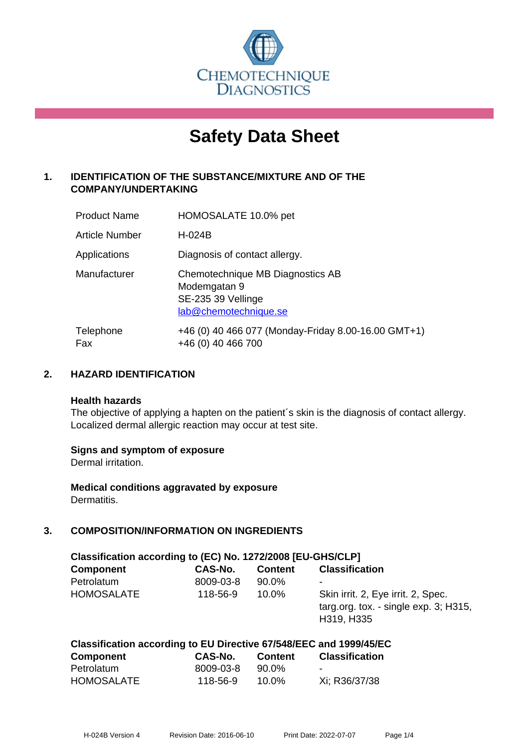CHEMOTECHNIQUE DIAGNOSTICS

# Safety Data Sheet

## 1. IDENTIFICATION OF THE SUBSTANCE/MIXTURE AND OF THE COMPANY/UNDERTAKING

| | |
|---|---|
| Product Name | HOMOSALATE 10.0% pet |
| Article Number | H-024B |
| Applications | Diagnosis of contact allergy. |
| Manufacturer | Chemotechnique MB Diagnostics AB<br>Modemgatan 9<br>SE-235 39 Vellinge<br>lab@chemotechnique.se |
| Telephone<br>Fax | +46 (0) 40 466 077 (Monday-Friday 8.00-16.00 GMT+1)<br>+46 (0) 40 466 700 |

## 2. HAZARD IDENTIFICATION

**Health hazards**

The objective of applying a hapten on the patient´s skin is the diagnosis of contact allergy. Localized dermal allergic reaction may occur at test site.

**Signs and symptom of exposure**

Dermal irritation.

**Medical conditions aggravated by exposure**

Dermatitis.

## 3. COMPOSITION/INFORMATION ON INGREDIENTS

**Classification according to (EC) No. 1272/2008 [EU-GHS/CLP]**

| Component | CAS-No. | Content | Classification |
|---|---|---|---|
| Petrolatum | 8009-03-8 | 90.0% | - |
| HOMOSALATE | 118-56-9 | 10.0% | Skin irrit. 2, Eye irrit. 2, Spec. targ.org. tox. - single exp. 3; H315, H319, H335 |

**Classification according to EU Directive 67/548/EEC and 1999/45/EC**

| Component | CAS-No. | Content | Classification |
|---|---|---|---|
| Petrolatum | 8009-03-8 | 90.0% | - |
| HOMOSALATE | 118-56-9 | 10.0% | Xi; R36/37/38 |

H-024B Version 4 Revision Date: 2016-06-10 Print Date: 2022-07-07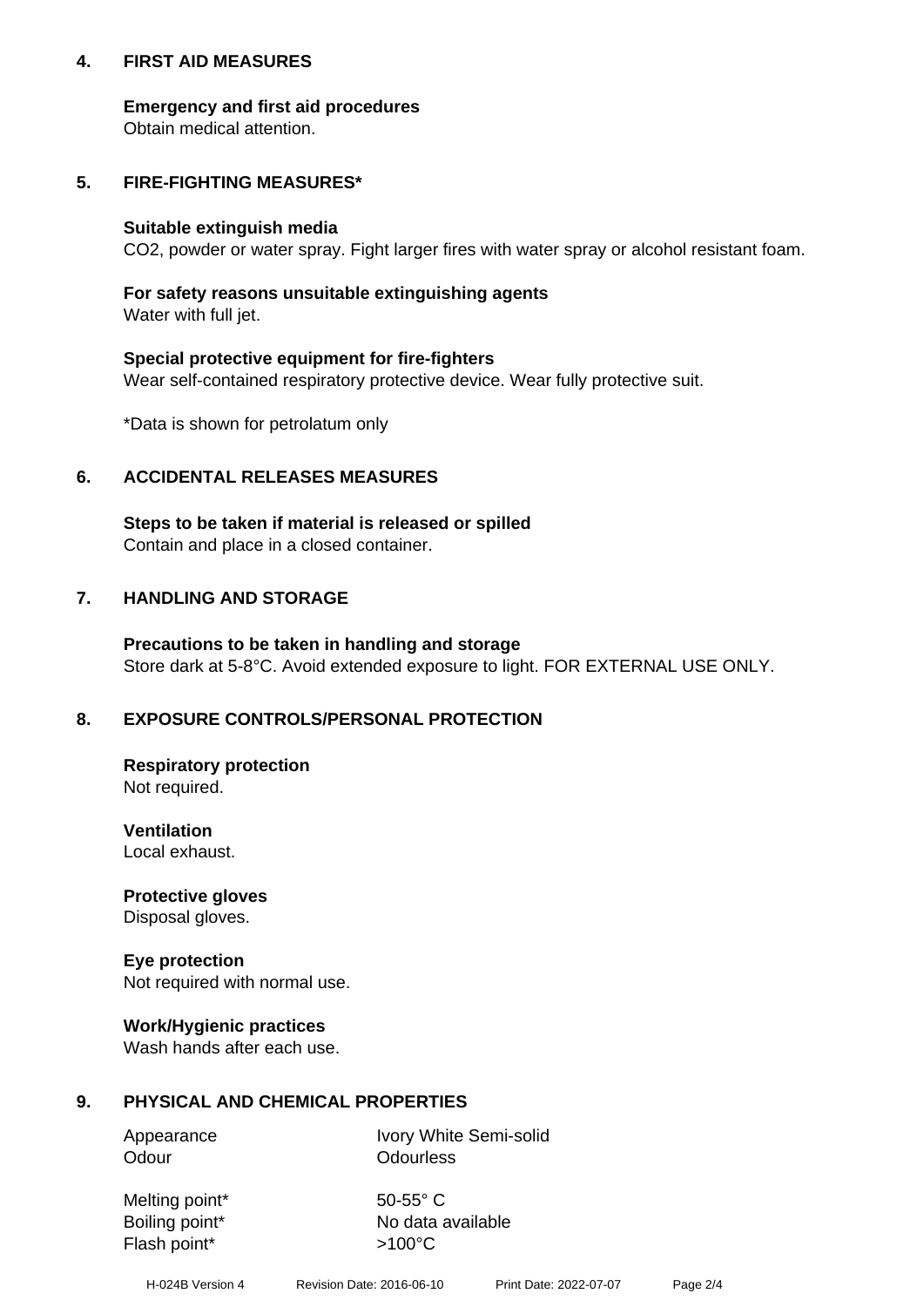## 4. FIRST AID MEASURES

**Emergency and first aid procedures**
Obtain medical attention.

## 5. FIRE-FIGHTING MEASURES*

**Suitable extinguish media**
$CO_2$, powder or water spray. Fight larger fires with water spray or alcohol resistant foam.

**For safety reasons unsuitable extinguishing agents**
Water with full jet.

**Special protective equipment for fire-fighters**
Wear self-contained respiratory protective device. Wear fully protective suit.

*Data is shown for petrolatum only

## 6. ACCIDENTAL RELEASES MEASURES

**Steps to be taken if material is released or spilled**
Contain and place in a closed container.

## 7. HANDLING AND STORAGE

**Precautions to be taken in handling and storage**
Store dark at 5-8°C. Avoid extended exposure to light. FOR EXTERNAL USE ONLY.

## 8. EXPOSURE CONTROLS/PERSONAL PROTECTION

**Respiratory protection**
Not required.

**Ventilation**
Local exhaust.

**Protective gloves**
Disposal gloves.

**Eye protection**
Not required with normal use.

**Work/Hygienic practices**
Wash hands after each use.

## 9. PHYSICAL AND CHEMICAL PROPERTIES

| | |
|---|---|
| Appearance | Ivory White Semi-solid |
| Odour | Odourless |
| Melting point* | 50-55° C |
| Boiling point* | No data available |
| Flash point* | >100°C |

H-024B Version 4 Revision Date: 2016-06-10 Print Date: 2022-07-07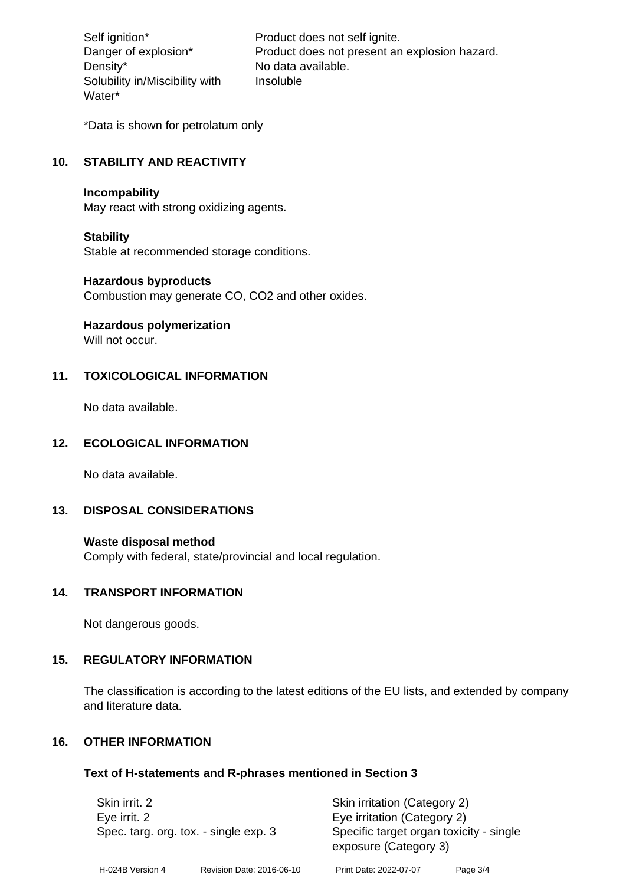| | |
|---|---|
| Self ignition* | Product does not self ignite. |
| Danger of explosion* | Product does not present an explosion hazard. |
| Density* | No data available. |
| Solubility in/Miscibility with Water* | Insoluble |

*Data is shown for petrolatum only

## 10. STABILITY AND REACTIVITY

**Incompability**
May react with strong oxidizing agents.

**Stability**
Stable at recommended storage conditions.

**Hazardous byproducts**
Combustion may generate CO, CO2 and other oxides.

**Hazardous polymerization**
Will not occur.

## 11. TOXICOLOGICAL INFORMATION

No data available.

## 12. ECOLOGICAL INFORMATION

No data available.

## 13. DISPOSAL CONSIDERATIONS

**Waste disposal method**
Comply with federal, state/provincial and local regulation.

## 14. TRANSPORT INFORMATION

Not dangerous goods.

## 15. REGULATORY INFORMATION

The classification is according to the latest editions of the EU lists, and extended by company and literature data.

## 16. OTHER INFORMATION

**Text of H-statements and R-phrases mentioned in Section 3**

| | |
|---|---|
| Skin irrit. 2 | Skin irritation (Category 2) |
| Eye irrit. 2 | Eye irritation (Category 2) |
| Spec. targ. org. tox. - single exp. 3 | Specific target organ toxicity - single exposure (Category 3) |

H-024B Version 4 Revision Date: 2016-06-10 Print Date: 2022-07-07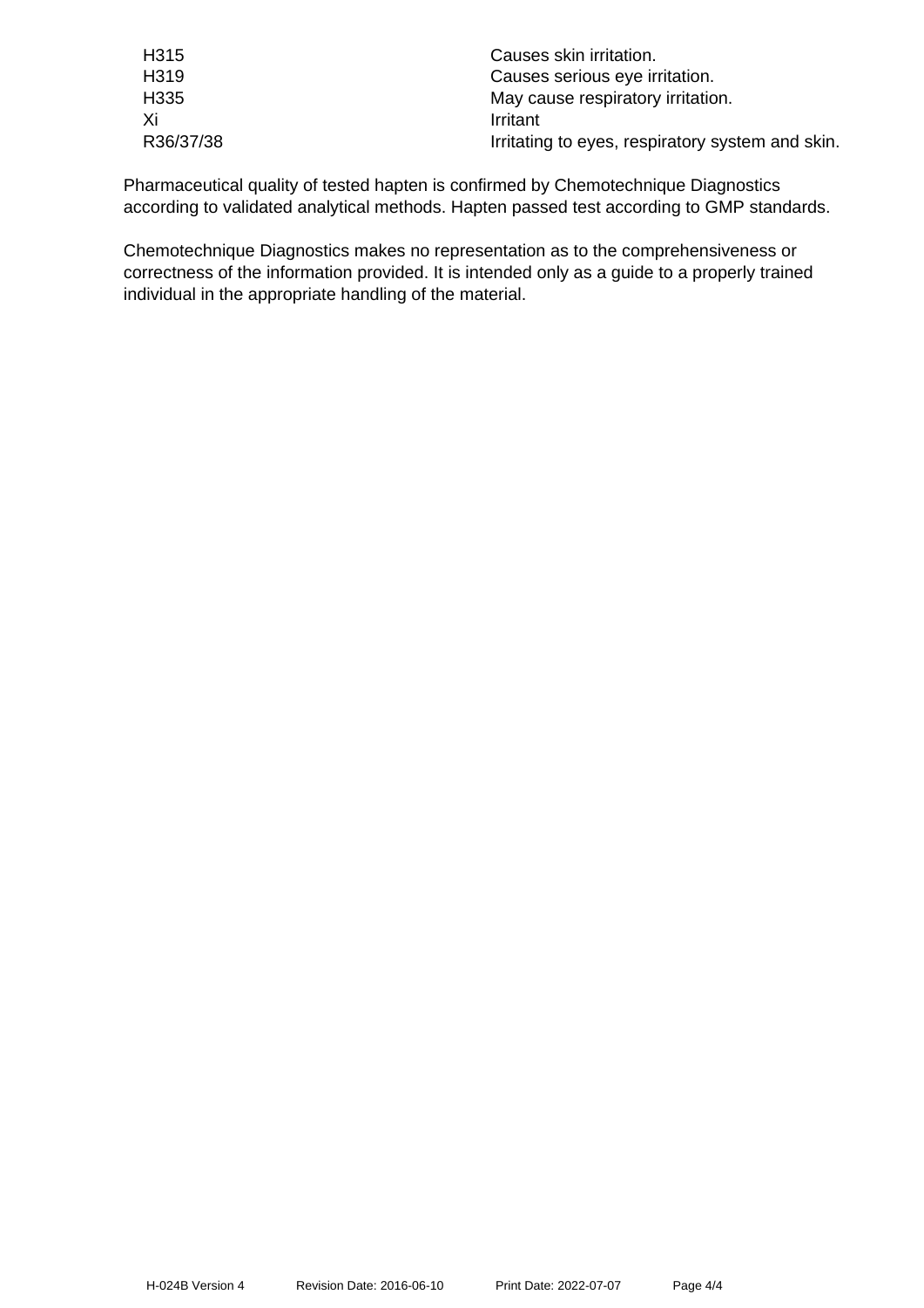| | |
|---|---|
| H315 | Causes skin irritation. |
| H319 | Causes serious eye irritation. |
| H335 | May cause respiratory irritation. |
| Xi | Irritant |
| R36/37/38 | Irritating to eyes, respiratory system and skin. |

Pharmaceutical quality of tested hapten is confirmed by Chemotechnique Diagnostics according to validated analytical methods. Hapten passed test according to GMP standards.

Chemotechnique Diagnostics makes no representation as to the comprehensiveness or correctness of the information provided. It is intended only as a guide to a properly trained individual in the appropriate handling of the material.